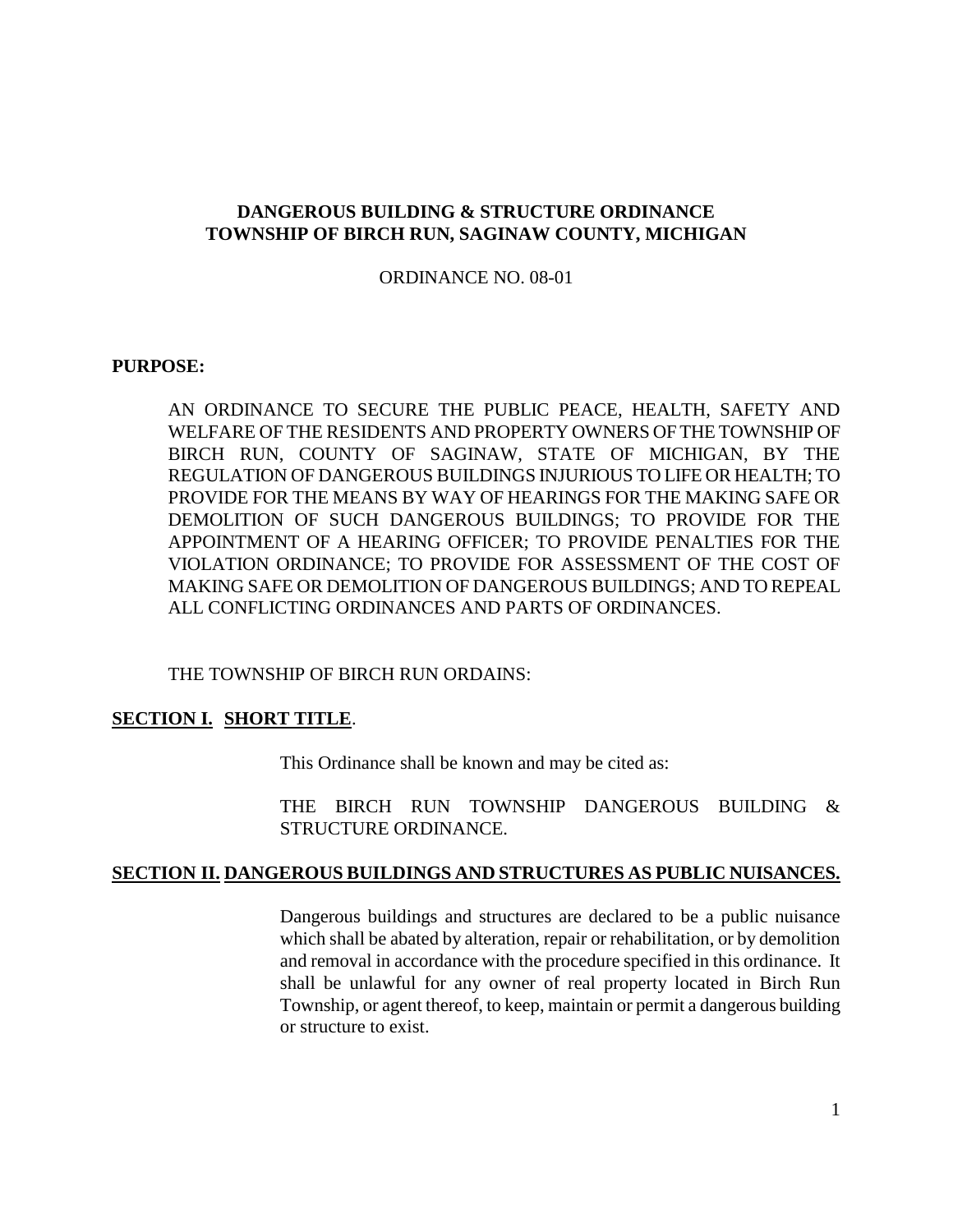# DANGEROUS BUILDING & STRUCTURE ORDINANCE
# TOWNSHIP OF BIRCH RUN, SAGINAW COUNTY, MICHIGAN

ORDINANCE NO. 08-01

**PURPOSE:**

AN ORDINANCE TO SECURE THE PUBLIC PEACE, HEALTH, SAFETY AND WELFARE OF THE RESIDENTS AND PROPERTY OWNERS OF THE TOWNSHIP OF BIRCH RUN, COUNTY OF SAGINAW, STATE OF MICHIGAN, BY THE REGULATION OF DANGEROUS BUILDINGS INJURIOUS TO LIFE OR HEALTH; TO PROVIDE FOR THE MEANS BY WAY OF HEARINGS FOR THE MAKING SAFE OR DEMOLITION OF SUCH DANGEROUS BUILDINGS; TO PROVIDE FOR THE APPOINTMENT OF A HEARING OFFICER; TO PROVIDE PENALTIES FOR THE VIOLATION ORDINANCE; TO PROVIDE FOR ASSESSMENT OF THE COST OF MAKING SAFE OR DEMOLITION OF DANGEROUS BUILDINGS; AND TO REPEAL ALL CONFLICTING ORDINANCES AND PARTS OF ORDINANCES.

THE TOWNSHIP OF BIRCH RUN ORDAINS:

## SECTION I. SHORT TITLE.

This Ordinance shall be known and may be cited as:

THE BIRCH RUN TOWNSHIP DANGEROUS BUILDING & STRUCTURE ORDINANCE.

## SECTION II. DANGEROUS BUILDINGS AND STRUCTURES AS PUBLIC NUISANCES.

Dangerous buildings and structures are declared to be a public nuisance which shall be abated by alteration, repair or rehabilitation, or by demolition and removal in accordance with the procedure specified in this ordinance. It shall be unlawful for any owner of real property located in Birch Run Township, or agent thereof, to keep, maintain or permit a dangerous building or structure to exist.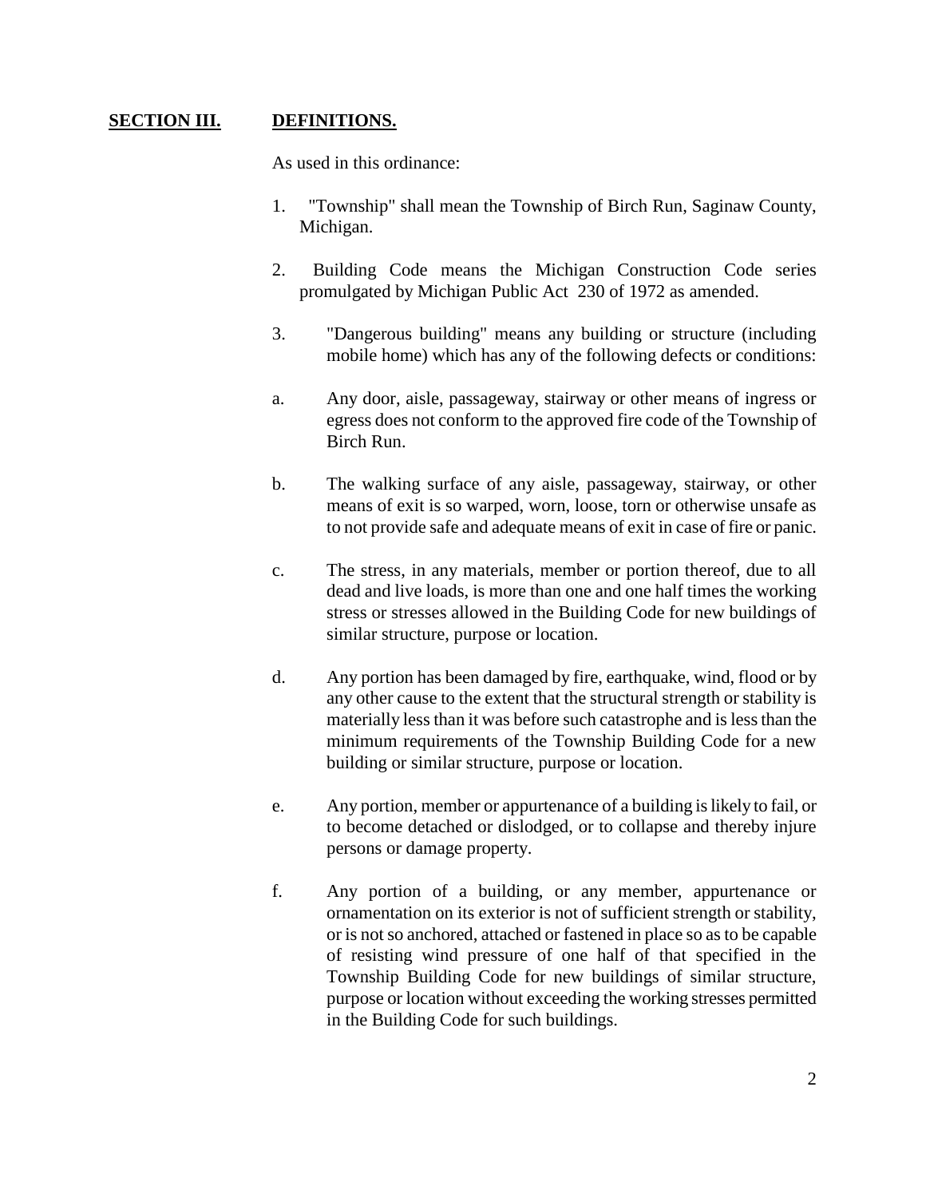## **SECTION III. DEFINITIONS.**

As used in this ordinance:

1. "Township" shall mean the Township of Birch Run, Saginaw County, Michigan.

2. Building Code means the Michigan Construction Code series promulgated by Michigan Public Act 230 of 1972 as amended.

3. "Dangerous building" means any building or structure (including mobile home) which has any of the following defects or conditions:

a. Any door, aisle, passageway, stairway or other means of ingress or egress does not conform to the approved fire code of the Township of Birch Run.

b. The walking surface of any aisle, passageway, stairway, or other means of exit is so warped, worn, loose, torn or otherwise unsafe as to not provide safe and adequate means of exit in case of fire or panic.

c. The stress, in any materials, member or portion thereof, due to all dead and live loads, is more than one and one half times the working stress or stresses allowed in the Building Code for new buildings of similar structure, purpose or location.

d. Any portion has been damaged by fire, earthquake, wind, flood or by any other cause to the extent that the structural strength or stability is materially less than it was before such catastrophe and is less than the minimum requirements of the Township Building Code for a new building or similar structure, purpose or location.

e. Any portion, member or appurtenance of a building is likely to fail, or to become detached or dislodged, or to collapse and thereby injure persons or damage property.

f. Any portion of a building, or any member, appurtenance or ornamentation on its exterior is not of sufficient strength or stability, or is not so anchored, attached or fastened in place so as to be capable of resisting wind pressure of one half of that specified in the Township Building Code for new buildings of similar structure, purpose or location without exceeding the working stresses permitted in the Building Code for such buildings.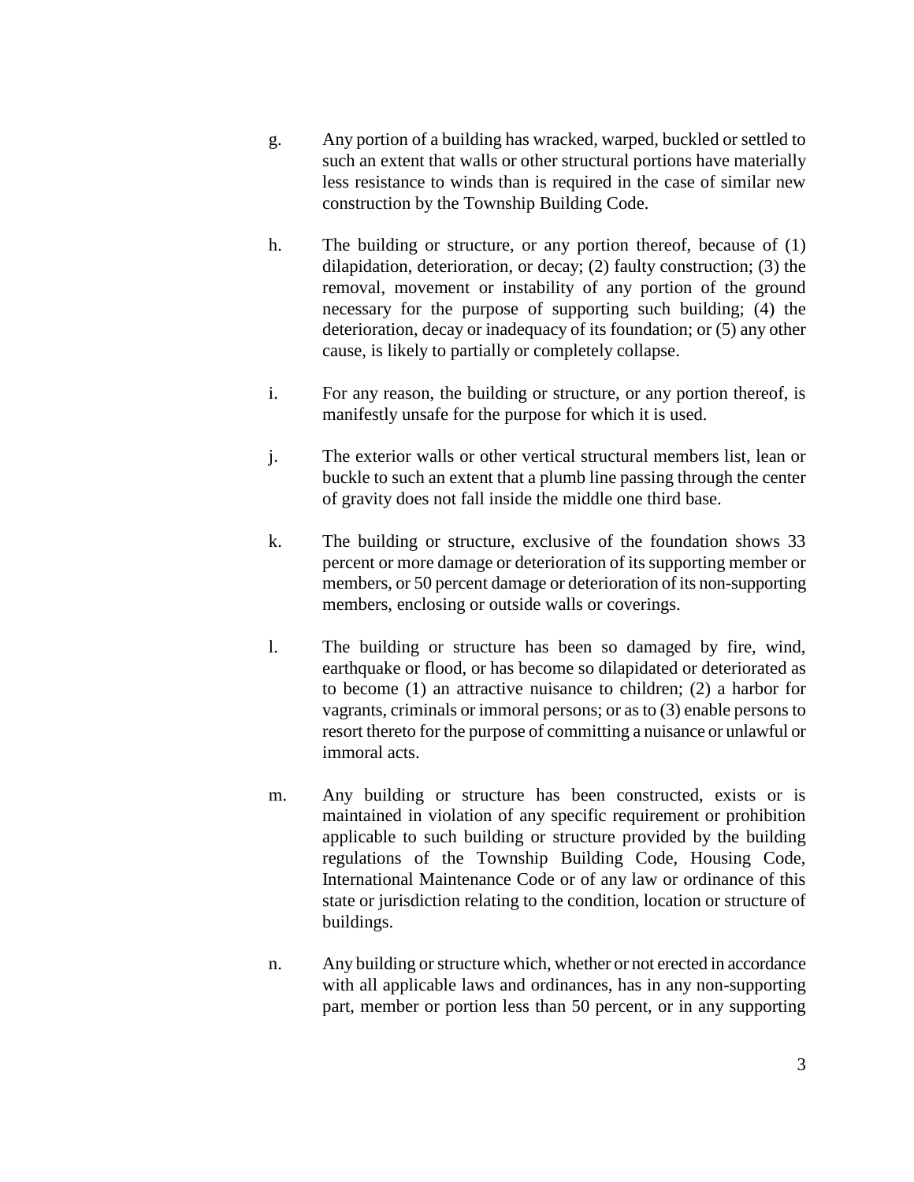g. Any portion of a building has wracked, warped, buckled or settled to such an extent that walls or other structural portions have materially less resistance to winds than is required in the case of similar new construction by the Township Building Code.

h. The building or structure, or any portion thereof, because of (1) dilapidation, deterioration, or decay; (2) faulty construction; (3) the removal, movement or instability of any portion of the ground necessary for the purpose of supporting such building; (4) the deterioration, decay or inadequacy of its foundation; or (5) any other cause, is likely to partially or completely collapse.

i. For any reason, the building or structure, or any portion thereof, is manifestly unsafe for the purpose for which it is used.

j. The exterior walls or other vertical structural members list, lean or buckle to such an extent that a plumb line passing through the center of gravity does not fall inside the middle one third base.

k. The building or structure, exclusive of the foundation shows 33 percent or more damage or deterioration of its supporting member or members, or 50 percent damage or deterioration of its non-supporting members, enclosing or outside walls or coverings.

l. The building or structure has been so damaged by fire, wind, earthquake or flood, or has become so dilapidated or deteriorated as to become (1) an attractive nuisance to children; (2) a harbor for vagrants, criminals or immoral persons; or as to (3) enable persons to resort thereto for the purpose of committing a nuisance or unlawful or immoral acts.

m. Any building or structure has been constructed, exists or is maintained in violation of any specific requirement or prohibition applicable to such building or structure provided by the building regulations of the Township Building Code, Housing Code, International Maintenance Code or of any law or ordinance of this state or jurisdiction relating to the condition, location or structure of buildings.

n. Any building or structure which, whether or not erected in accordance with all applicable laws and ordinances, has in any non-supporting part, member or portion less than 50 percent, or in any supporting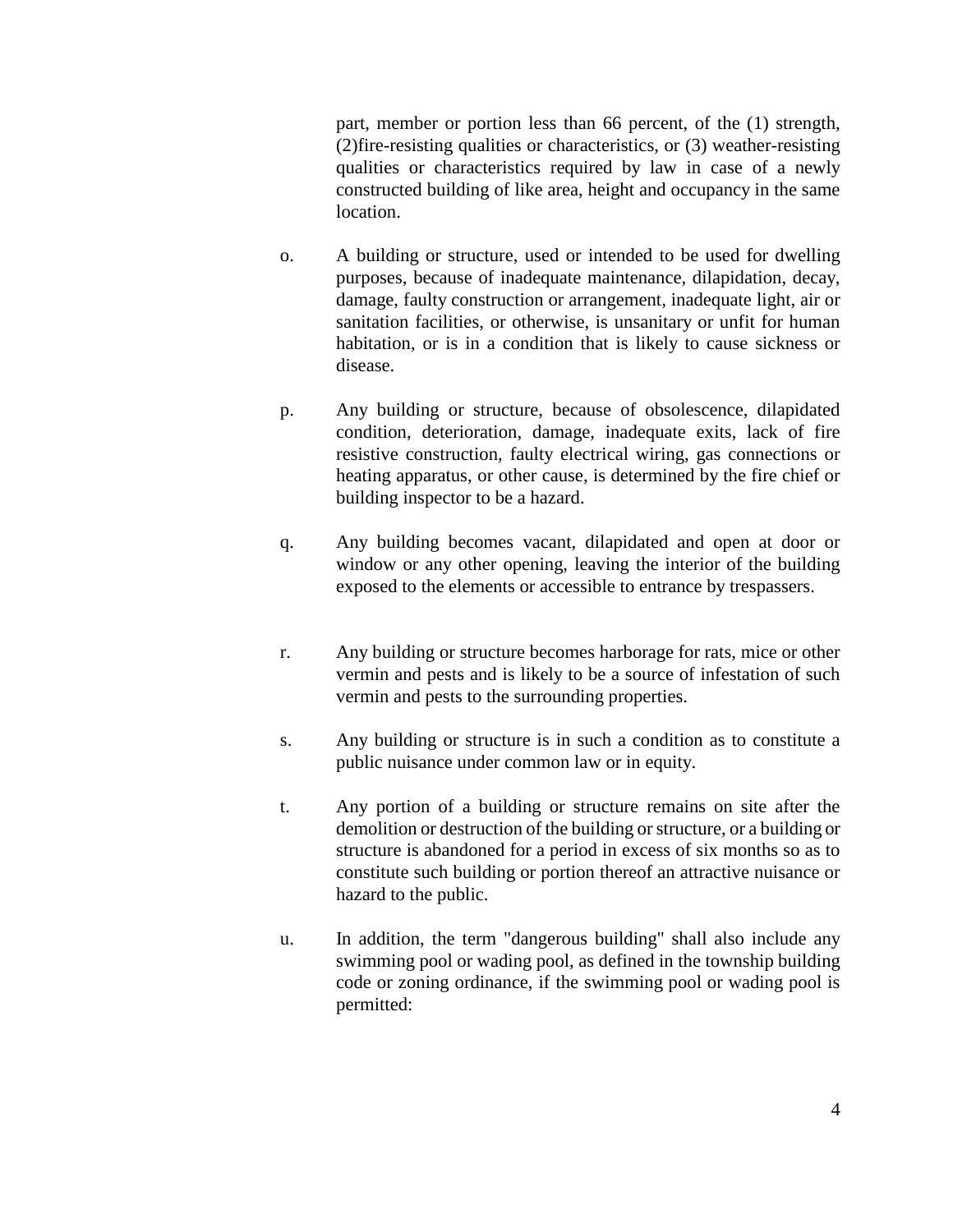part, member or portion less than 66 percent, of the (1) strength, (2)fire-resisting qualities or characteristics, or (3) weather-resisting qualities or characteristics required by law in case of a newly constructed building of like area, height and occupancy in the same location.

o. A building or structure, used or intended to be used for dwelling purposes, because of inadequate maintenance, dilapidation, decay, damage, faulty construction or arrangement, inadequate light, air or sanitation facilities, or otherwise, is unsanitary or unfit for human habitation, or is in a condition that is likely to cause sickness or disease.

p. Any building or structure, because of obsolescence, dilapidated condition, deterioration, damage, inadequate exits, lack of fire resistive construction, faulty electrical wiring, gas connections or heating apparatus, or other cause, is determined by the fire chief or building inspector to be a hazard.

q. Any building becomes vacant, dilapidated and open at door or window or any other opening, leaving the interior of the building exposed to the elements or accessible to entrance by trespassers.

r. Any building or structure becomes harborage for rats, mice or other vermin and pests and is likely to be a source of infestation of such vermin and pests to the surrounding properties.

s. Any building or structure is in such a condition as to constitute a public nuisance under common law or in equity.

t. Any portion of a building or structure remains on site after the demolition or destruction of the building or structure, or a building or structure is abandoned for a period in excess of six months so as to constitute such building or portion thereof an attractive nuisance or hazard to the public.

u. In addition, the term "dangerous building" shall also include any swimming pool or wading pool, as defined in the township building code or zoning ordinance, if the swimming pool or wading pool is permitted: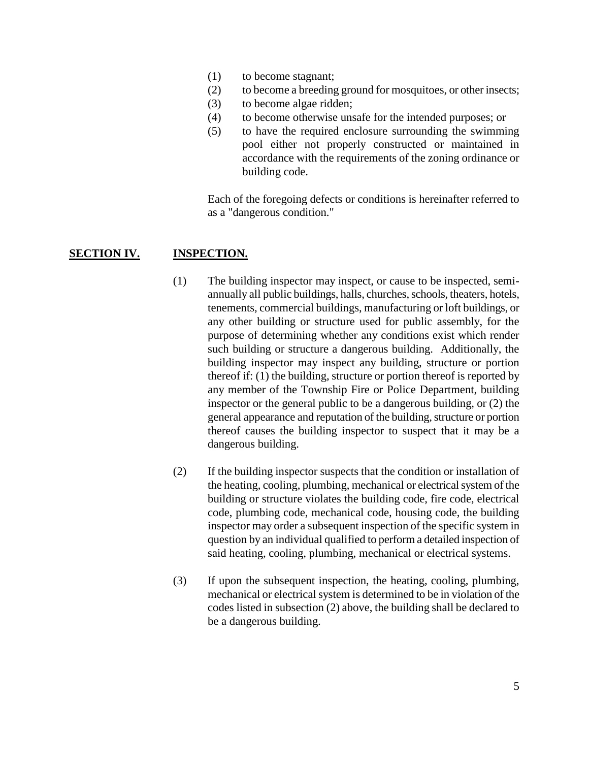(1) to become stagnant;
(2) to become a breeding ground for mosquitoes, or other insects;
(3) to become algae ridden;
(4) to become otherwise unsafe for the intended purposes; or
(5) to have the required enclosure surrounding the swimming pool either not properly constructed or maintained in accordance with the requirements of the zoning ordinance or building code.

Each of the foregoing defects or conditions is hereinafter referred to as a "dangerous condition."

## SECTION IV. INSPECTION.

(1) The building inspector may inspect, or cause to be inspected, semi-annually all public buildings, halls, churches, schools, theaters, hotels, tenements, commercial buildings, manufacturing or loft buildings, or any other building or structure used for public assembly, for the purpose of determining whether any conditions exist which render such building or structure a dangerous building. Additionally, the building inspector may inspect any building, structure or portion thereof if: (1) the building, structure or portion thereof is reported by any member of the Township Fire or Police Department, building inspector or the general public to be a dangerous building, or (2) the general appearance and reputation of the building, structure or portion thereof causes the building inspector to suspect that it may be a dangerous building.

(2) If the building inspector suspects that the condition or installation of the heating, cooling, plumbing, mechanical or electrical system of the building or structure violates the building code, fire code, electrical code, plumbing code, mechanical code, housing code, the building inspector may order a subsequent inspection of the specific system in question by an individual qualified to perform a detailed inspection of said heating, cooling, plumbing, mechanical or electrical systems.

(3) If upon the subsequent inspection, the heating, cooling, plumbing, mechanical or electrical system is determined to be in violation of the codes listed in subsection (2) above, the building shall be declared to be a dangerous building.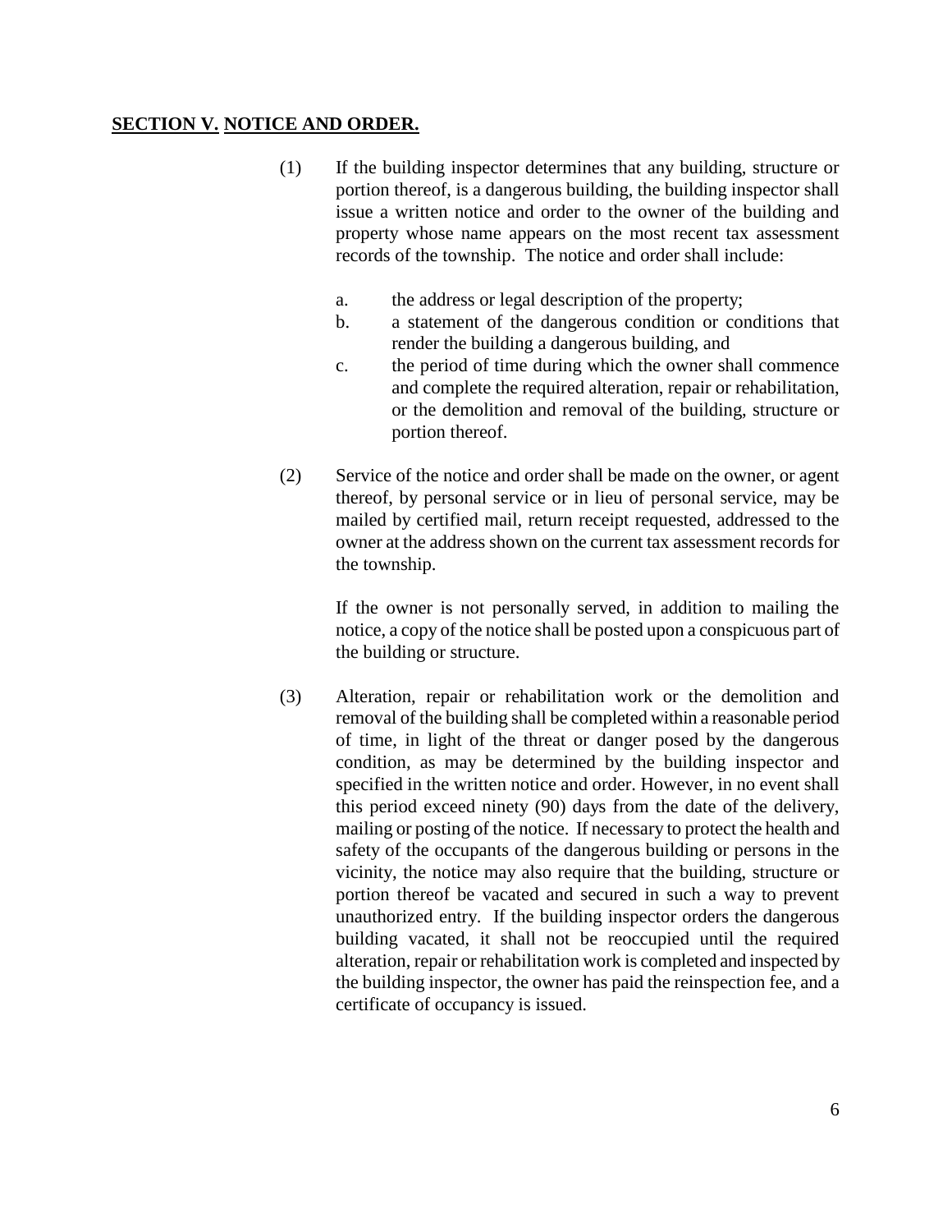**SECTION V. NOTICE AND ORDER.**

(1) If the building inspector determines that any building, structure or portion thereof, is a dangerous building, the building inspector shall issue a written notice and order to the owner of the building and property whose name appears on the most recent tax assessment records of the township. The notice and order shall include:

a. the address or legal description of the property;

b. a statement of the dangerous condition or conditions that render the building a dangerous building, and

c. the period of time during which the owner shall commence and complete the required alteration, repair or rehabilitation, or the demolition and removal of the building, structure or portion thereof.

(2) Service of the notice and order shall be made on the owner, or agent thereof, by personal service or in lieu of personal service, may be mailed by certified mail, return receipt requested, addressed to the owner at the address shown on the current tax assessment records for the township.

If the owner is not personally served, in addition to mailing the notice, a copy of the notice shall be posted upon a conspicuous part of the building or structure.

(3) Alteration, repair or rehabilitation work or the demolition and removal of the building shall be completed within a reasonable period of time, in light of the threat or danger posed by the dangerous condition, as may be determined by the building inspector and specified in the written notice and order. However, in no event shall this period exceed ninety (90) days from the date of the delivery, mailing or posting of the notice. If necessary to protect the health and safety of the occupants of the dangerous building or persons in the vicinity, the notice may also require that the building, structure or portion thereof be vacated and secured in such a way to prevent unauthorized entry. If the building inspector orders the dangerous building vacated, it shall not be reoccupied until the required alteration, repair or rehabilitation work is completed and inspected by the building inspector, the owner has paid the reinspection fee, and a certificate of occupancy is issued.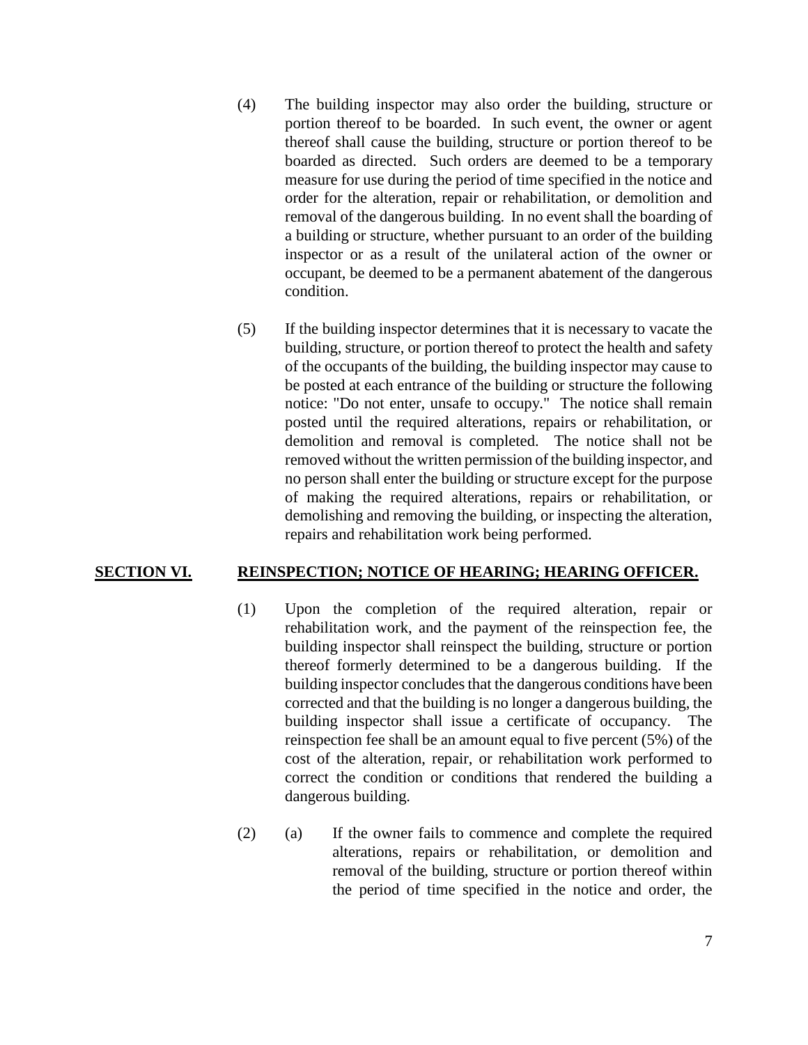(4) The building inspector may also order the building, structure or portion thereof to be boarded. In such event, the owner or agent thereof shall cause the building, structure or portion thereof to be boarded as directed. Such orders are deemed to be a temporary measure for use during the period of time specified in the notice and order for the alteration, repair or rehabilitation, or demolition and removal of the dangerous building. In no event shall the boarding of a building or structure, whether pursuant to an order of the building inspector or as a result of the unilateral action of the owner or occupant, be deemed to be a permanent abatement of the dangerous condition.

(5) If the building inspector determines that it is necessary to vacate the building, structure, or portion thereof to protect the health and safety of the occupants of the building, the building inspector may cause to be posted at each entrance of the building or structure the following notice: "Do not enter, unsafe to occupy." The notice shall remain posted until the required alterations, repairs or rehabilitation, or demolition and removal is completed. The notice shall not be removed without the written permission of the building inspector, and no person shall enter the building or structure except for the purpose of making the required alterations, repairs or rehabilitation, or demolishing and removing the building, or inspecting the alteration, repairs and rehabilitation work being performed.

## **SECTION VI. REINSPECTION; NOTICE OF HEARING; HEARING OFFICER.**

(1) Upon the completion of the required alteration, repair or rehabilitation work, and the payment of the reinspection fee, the building inspector shall reinspect the building, structure or portion thereof formerly determined to be a dangerous building. If the building inspector concludes that the dangerous conditions have been corrected and that the building is no longer a dangerous building, the building inspector shall issue a certificate of occupancy. The reinspection fee shall be an amount equal to five percent (5%) of the cost of the alteration, repair, or rehabilitation work performed to correct the condition or conditions that rendered the building a dangerous building.

(2) (a) If the owner fails to commence and complete the required alterations, repairs or rehabilitation, or demolition and removal of the building, structure or portion thereof within the period of time specified in the notice and order, the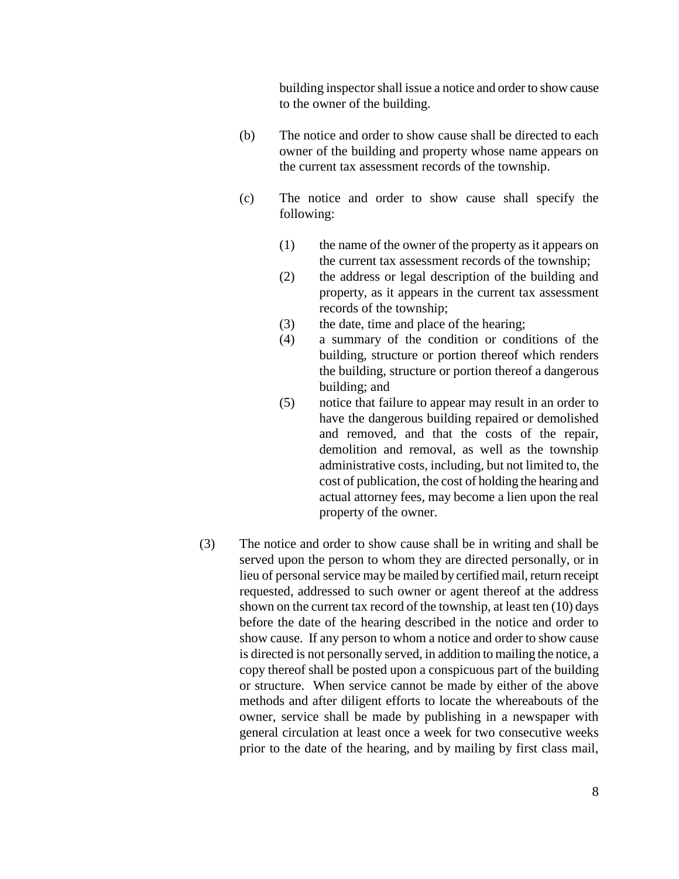building inspector shall issue a notice and order to show cause to the owner of the building.

(b) The notice and order to show cause shall be directed to each owner of the building and property whose name appears on the current tax assessment records of the township.

(c) The notice and order to show cause shall specify the following:

(1) the name of the owner of the property as it appears on the current tax assessment records of the township;
(2) the address or legal description of the building and property, as it appears in the current tax assessment records of the township;
(3) the date, time and place of the hearing;
(4) a summary of the condition or conditions of the building, structure or portion thereof which renders the building, structure or portion thereof a dangerous building; and
(5) notice that failure to appear may result in an order to have the dangerous building repaired or demolished and removed, and that the costs of the repair, demolition and removal, as well as the township administrative costs, including, but not limited to, the cost of publication, the cost of holding the hearing and actual attorney fees, may become a lien upon the real property of the owner.

(3) The notice and order to show cause shall be in writing and shall be served upon the person to whom they are directed personally, or in lieu of personal service may be mailed by certified mail, return receipt requested, addressed to such owner or agent thereof at the address shown on the current tax record of the township, at least ten (10) days before the date of the hearing described in the notice and order to show cause. If any person to whom a notice and order to show cause is directed is not personally served, in addition to mailing the notice, a copy thereof shall be posted upon a conspicuous part of the building or structure. When service cannot be made by either of the above methods and after diligent efforts to locate the whereabouts of the owner, service shall be made by publishing in a newspaper with general circulation at least once a week for two consecutive weeks prior to the date of the hearing, and by mailing by first class mail,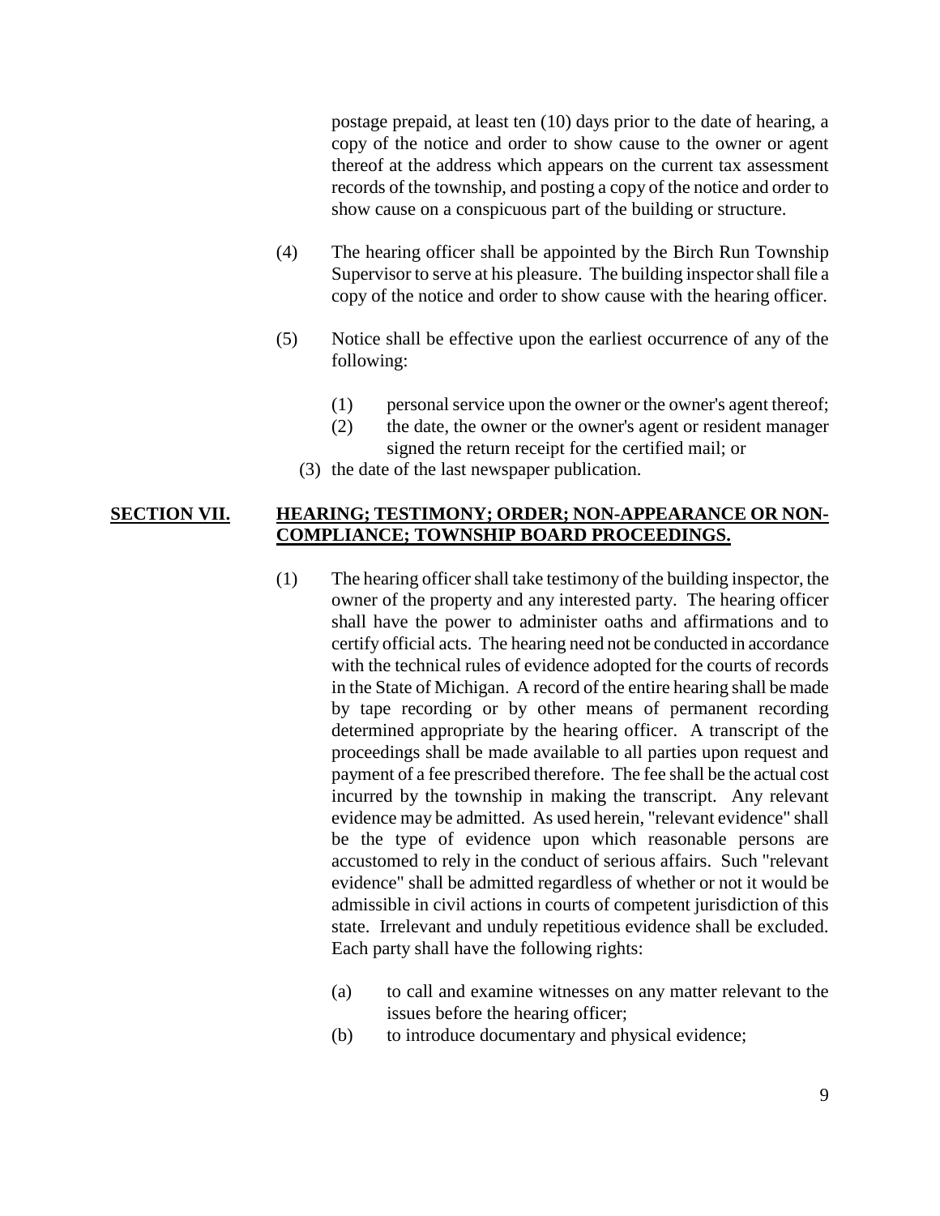postage prepaid, at least ten (10) days prior to the date of hearing, a copy of the notice and order to show cause to the owner or agent thereof at the address which appears on the current tax assessment records of the township, and posting a copy of the notice and order to show cause on a conspicuous part of the building or structure.

(4) The hearing officer shall be appointed by the Birch Run Township Supervisor to serve at his pleasure. The building inspector shall file a copy of the notice and order to show cause with the hearing officer.

(5) Notice shall be effective upon the earliest occurrence of any of the following:

   (1) personal service upon the owner or the owner's agent thereof;
   (2) the date, the owner or the owner's agent or resident manager signed the return receipt for the certified mail; or
   (3) the date of the last newspaper publication.

## SECTION VII. HEARING; TESTIMONY; ORDER; NON-APPEARANCE OR NON-COMPLIANCE; TOWNSHIP BOARD PROCEEDINGS.

(1) The hearing officer shall take testimony of the building inspector, the owner of the property and any interested party. The hearing officer shall have the power to administer oaths and affirmations and to certify official acts. The hearing need not be conducted in accordance with the technical rules of evidence adopted for the courts of records in the State of Michigan. A record of the entire hearing shall be made by tape recording or by other means of permanent recording determined appropriate by the hearing officer. A transcript of the proceedings shall be made available to all parties upon request and payment of a fee prescribed therefore. The fee shall be the actual cost incurred by the township in making the transcript. Any relevant evidence may be admitted. As used herein, "relevant evidence" shall be the type of evidence upon which reasonable persons are accustomed to rely in the conduct of serious affairs. Such "relevant evidence" shall be admitted regardless of whether or not it would be admissible in civil actions in courts of competent jurisdiction of this state. Irrelevant and unduly repetitious evidence shall be excluded. Each party shall have the following rights:

   (a) to call and examine witnesses on any matter relevant to the issues before the hearing officer;
   (b) to introduce documentary and physical evidence;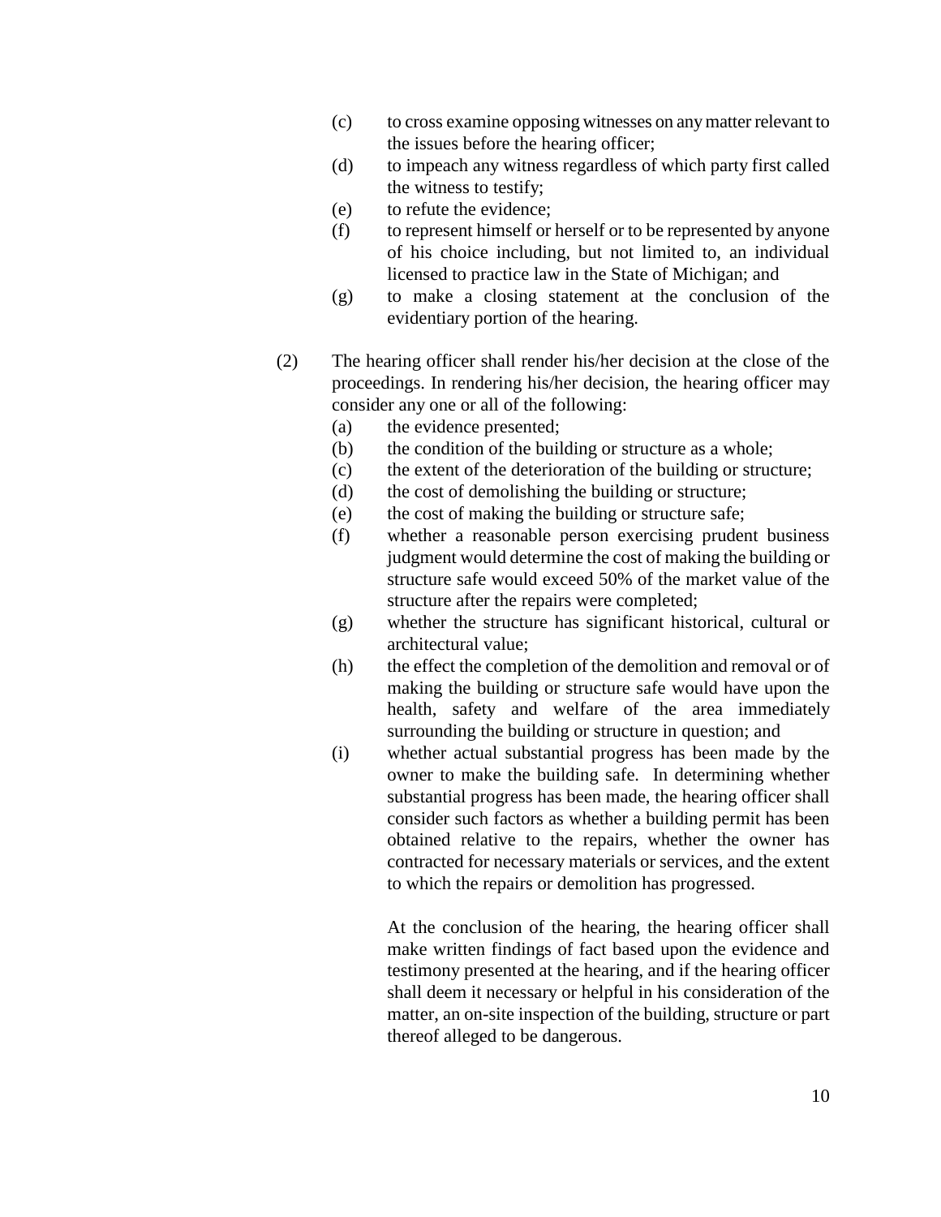(c) to cross examine opposing witnesses on any matter relevant to the issues before the hearing officer;

(d) to impeach any witness regardless of which party first called the witness to testify;

(e) to refute the evidence;

(f) to represent himself or herself or to be represented by anyone of his choice including, but not limited to, an individual licensed to practice law in the State of Michigan; and

(g) to make a closing statement at the conclusion of the evidentiary portion of the hearing.

(2) The hearing officer shall render his/her decision at the close of the proceedings. In rendering his/her decision, the hearing officer may consider any one or all of the following:

(a) the evidence presented;

(b) the condition of the building or structure as a whole;

(c) the extent of the deterioration of the building or structure;

(d) the cost of demolishing the building or structure;

(e) the cost of making the building or structure safe;

(f) whether a reasonable person exercising prudent business judgment would determine the cost of making the building or structure safe would exceed 50% of the market value of the structure after the repairs were completed;

(g) whether the structure has significant historical, cultural or architectural value;

(h) the effect the completion of the demolition and removal or of making the building or structure safe would have upon the health, safety and welfare of the area immediately surrounding the building or structure in question; and

(i) whether actual substantial progress has been made by the owner to make the building safe. In determining whether substantial progress has been made, the hearing officer shall consider such factors as whether a building permit has been obtained relative to the repairs, whether the owner has contracted for necessary materials or services, and the extent to which the repairs or demolition has progressed.

At the conclusion of the hearing, the hearing officer shall make written findings of fact based upon the evidence and testimony presented at the hearing, and if the hearing officer shall deem it necessary or helpful in his consideration of the matter, an on-site inspection of the building, structure or part thereof alleged to be dangerous.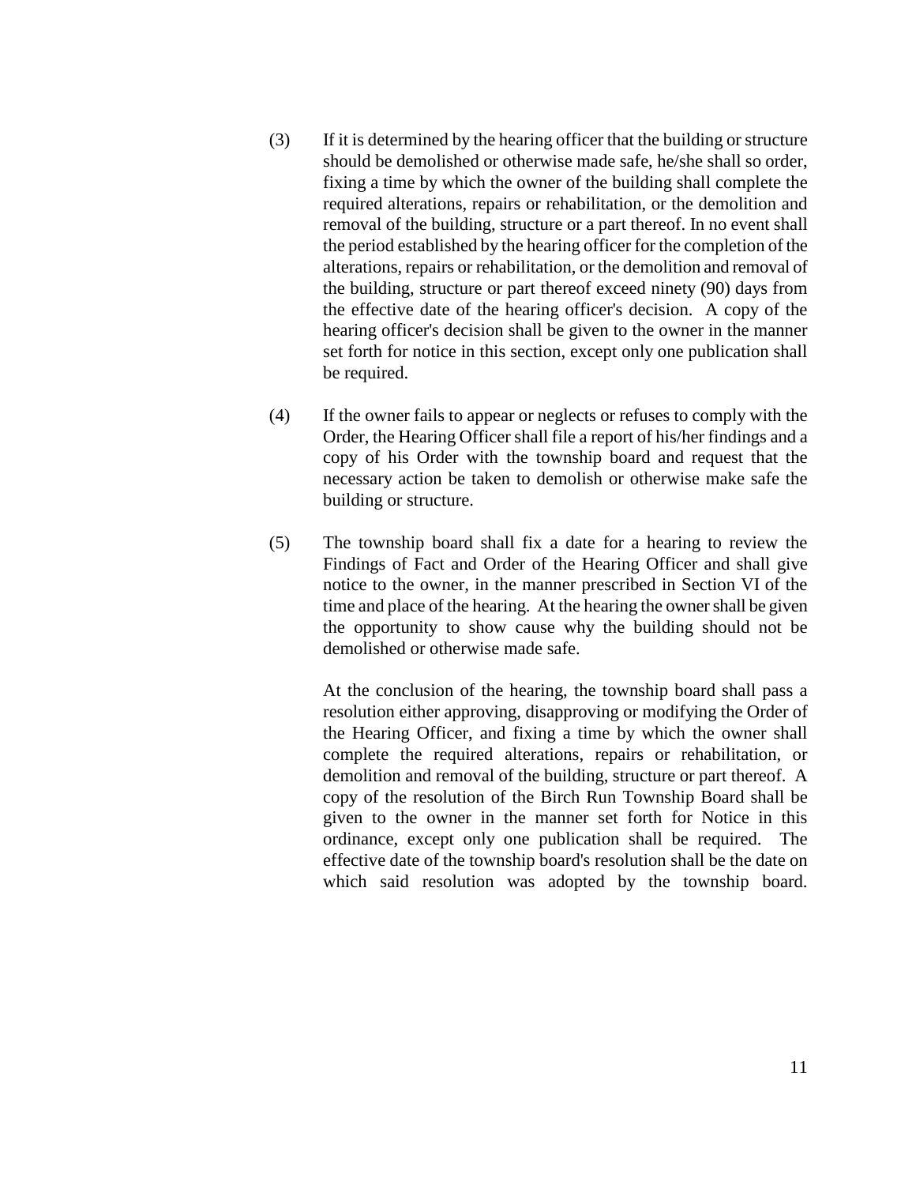(3) If it is determined by the hearing officer that the building or structure should be demolished or otherwise made safe, he/she shall so order, fixing a time by which the owner of the building shall complete the required alterations, repairs or rehabilitation, or the demolition and removal of the building, structure or a part thereof. In no event shall the period established by the hearing officer for the completion of the alterations, repairs or rehabilitation, or the demolition and removal of the building, structure or part thereof exceed ninety (90) days from the effective date of the hearing officer's decision. A copy of the hearing officer's decision shall be given to the owner in the manner set forth for notice in this section, except only one publication shall be required.

(4) If the owner fails to appear or neglects or refuses to comply with the Order, the Hearing Officer shall file a report of his/her findings and a copy of his Order with the township board and request that the necessary action be taken to demolish or otherwise make safe the building or structure.

(5) The township board shall fix a date for a hearing to review the Findings of Fact and Order of the Hearing Officer and shall give notice to the owner, in the manner prescribed in Section VI of the time and place of the hearing. At the hearing the owner shall be given the opportunity to show cause why the building should not be demolished or otherwise made safe.

At the conclusion of the hearing, the township board shall pass a resolution either approving, disapproving or modifying the Order of the Hearing Officer, and fixing a time by which the owner shall complete the required alterations, repairs or rehabilitation, or demolition and removal of the building, structure or part thereof. A copy of the resolution of the Birch Run Township Board shall be given to the owner in the manner set forth for Notice in this ordinance, except only one publication shall be required. The effective date of the township board's resolution shall be the date on which said resolution was adopted by the township board.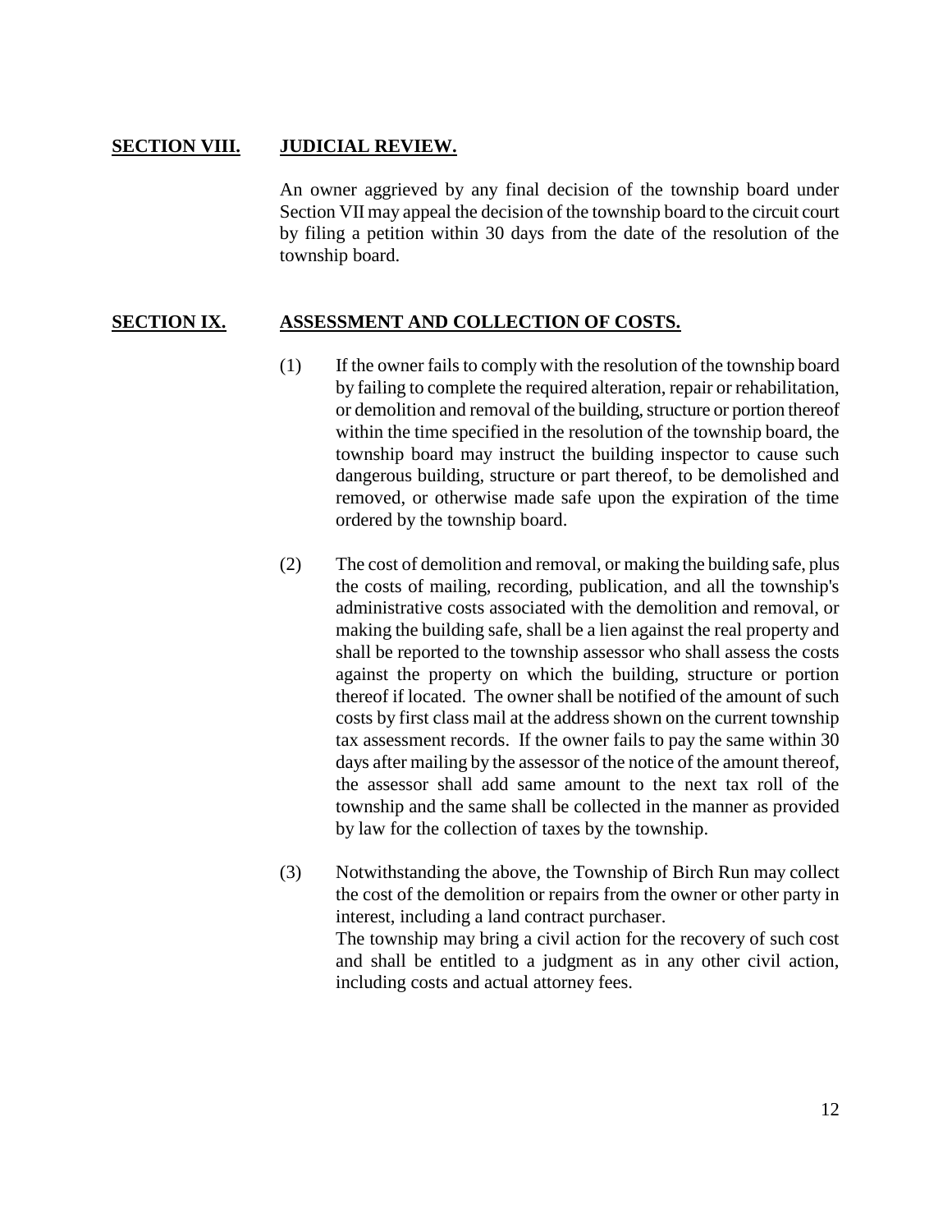## SECTION VIII. JUDICIAL REVIEW.

An owner aggrieved by any final decision of the township board under Section VII may appeal the decision of the township board to the circuit court by filing a petition within 30 days from the date of the resolution of the township board.

## SECTION IX. ASSESSMENT AND COLLECTION OF COSTS.

(1) If the owner fails to comply with the resolution of the township board by failing to complete the required alteration, repair or rehabilitation, or demolition and removal of the building, structure or portion thereof within the time specified in the resolution of the township board, the township board may instruct the building inspector to cause such dangerous building, structure or part thereof, to be demolished and removed, or otherwise made safe upon the expiration of the time ordered by the township board.

(2) The cost of demolition and removal, or making the building safe, plus the costs of mailing, recording, publication, and all the township's administrative costs associated with the demolition and removal, or making the building safe, shall be a lien against the real property and shall be reported to the township assessor who shall assess the costs against the property on which the building, structure or portion thereof if located. The owner shall be notified of the amount of such costs by first class mail at the address shown on the current township tax assessment records. If the owner fails to pay the same within 30 days after mailing by the assessor of the notice of the amount thereof, the assessor shall add same amount to the next tax roll of the township and the same shall be collected in the manner as provided by law for the collection of taxes by the township.

(3) Notwithstanding the above, the Township of Birch Run may collect the cost of the demolition or repairs from the owner or other party in interest, including a land contract purchaser.
The township may bring a civil action for the recovery of such cost and shall be entitled to a judgment as in any other civil action, including costs and actual attorney fees.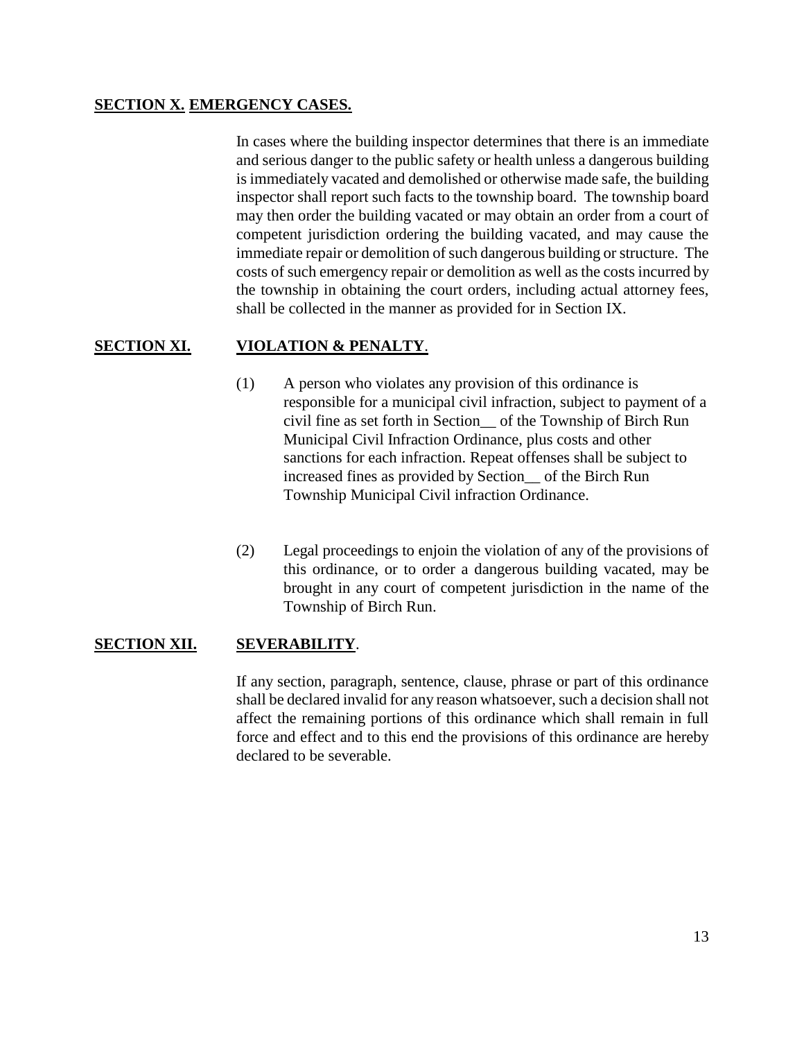**SECTION X. EMERGENCY CASES.**

In cases where the building inspector determines that there is an immediate and serious danger to the public safety or health unless a dangerous building is immediately vacated and demolished or otherwise made safe, the building inspector shall report such facts to the township board. The township board may then order the building vacated or may obtain an order from a court of competent jurisdiction ordering the building vacated, and may cause the immediate repair or demolition of such dangerous building or structure. The costs of such emergency repair or demolition as well as the costs incurred by the township in obtaining the court orders, including actual attorney fees, shall be collected in the manner as provided for in Section IX.

**SECTION XI. VIOLATION & PENALTY.**

(1) A person who violates any provision of this ordinance is responsible for a municipal civil infraction, subject to payment of a civil fine as set forth in Section__ of the Township of Birch Run Municipal Civil Infraction Ordinance, plus costs and other sanctions for each infraction. Repeat offenses shall be subject to increased fines as provided by Section__ of the Birch Run Township Municipal Civil infraction Ordinance.

(2) Legal proceedings to enjoin the violation of any of the provisions of this ordinance, or to order a dangerous building vacated, may be brought in any court of competent jurisdiction in the name of the Township of Birch Run.

**SECTION XII. SEVERABILITY.**

If any section, paragraph, sentence, clause, phrase or part of this ordinance shall be declared invalid for any reason whatsoever, such a decision shall not affect the remaining portions of this ordinance which shall remain in full force and effect and to this end the provisions of this ordinance are hereby declared to be severable.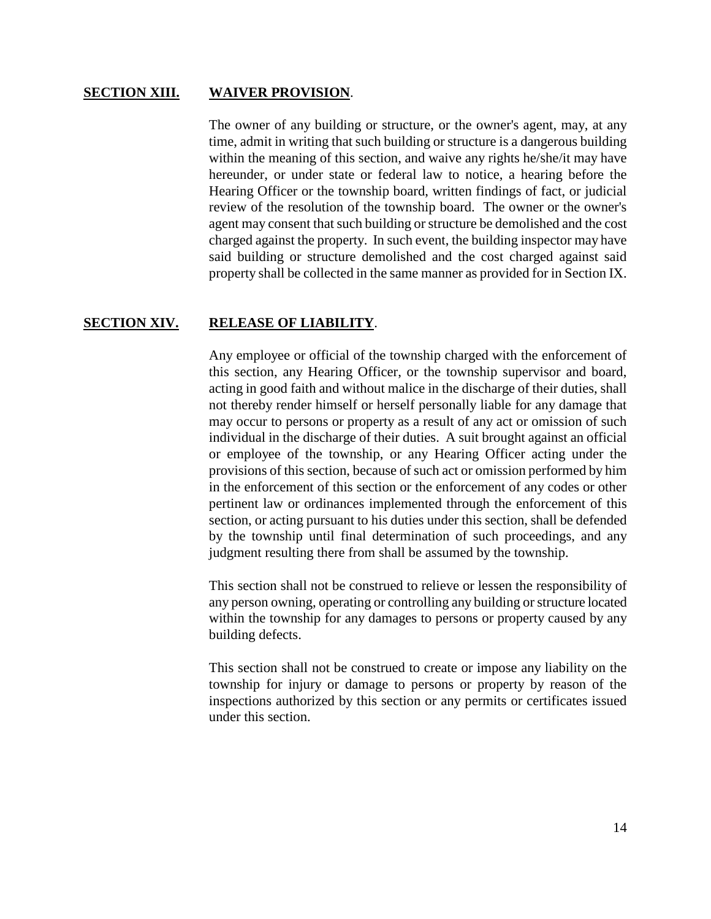**SECTION XIII. WAIVER PROVISION.**

The owner of any building or structure, or the owner's agent, may, at any time, admit in writing that such building or structure is a dangerous building within the meaning of this section, and waive any rights he/she/it may have hereunder, or under state or federal law to notice, a hearing before the Hearing Officer or the township board, written findings of fact, or judicial review of the resolution of the township board. The owner or the owner's agent may consent that such building or structure be demolished and the cost charged against the property. In such event, the building inspector may have said building or structure demolished and the cost charged against said property shall be collected in the same manner as provided for in Section IX.

**SECTION XIV. RELEASE OF LIABILITY.**

Any employee or official of the township charged with the enforcement of this section, any Hearing Officer, or the township supervisor and board, acting in good faith and without malice in the discharge of their duties, shall not thereby render himself or herself personally liable for any damage that may occur to persons or property as a result of any act or omission of such individual in the discharge of their duties. A suit brought against an official or employee of the township, or any Hearing Officer acting under the provisions of this section, because of such act or omission performed by him in the enforcement of this section or the enforcement of any codes or other pertinent law or ordinances implemented through the enforcement of this section, or acting pursuant to his duties under this section, shall be defended by the township until final determination of such proceedings, and any judgment resulting there from shall be assumed by the township.

This section shall not be construed to relieve or lessen the responsibility of any person owning, operating or controlling any building or structure located within the township for any damages to persons or property caused by any building defects.

This section shall not be construed to create or impose any liability on the township for injury or damage to persons or property by reason of the inspections authorized by this section or any permits or certificates issued under this section.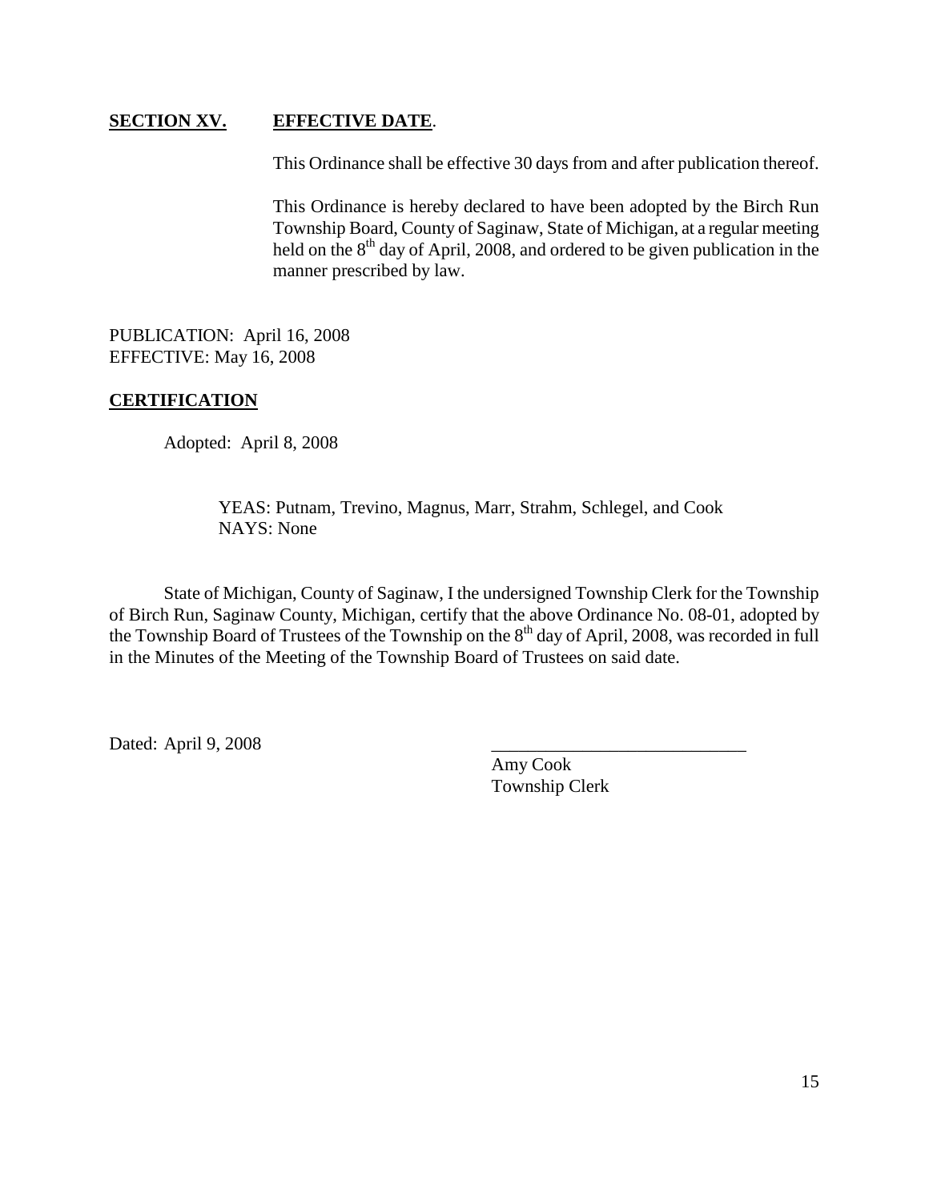**SECTION XV. EFFECTIVE DATE.**

This Ordinance shall be effective 30 days from and after publication thereof.

This Ordinance is hereby declared to have been adopted by the Birch Run Township Board, County of Saginaw, State of Michigan, at a regular meeting held on the 8th day of April, 2008, and ordered to be given publication in the manner prescribed by law.

PUBLICATION: April 16, 2008
EFFECTIVE: May 16, 2008

**CERTIFICATION**

Adopted: April 8, 2008

YEAS: Putnam, Trevino, Magnus, Marr, Strahm, Schlegel, and Cook
NAYS: None

State of Michigan, County of Saginaw, I the undersigned Township Clerk for the Township of Birch Run, Saginaw County, Michigan, certify that the above Ordinance No. 08-01, adopted by the Township Board of Trustees of the Township on the 8th day of April, 2008, was recorded in full in the Minutes of the Meeting of the Township Board of Trustees on said date.

Dated: April 9, 2008

\_\_\_\_\_\_\_\_\_\_\_\_\_\_\_\_\_\_\_\_\_\_\_\_\_\_\_\_
Amy Cook
Township Clerk